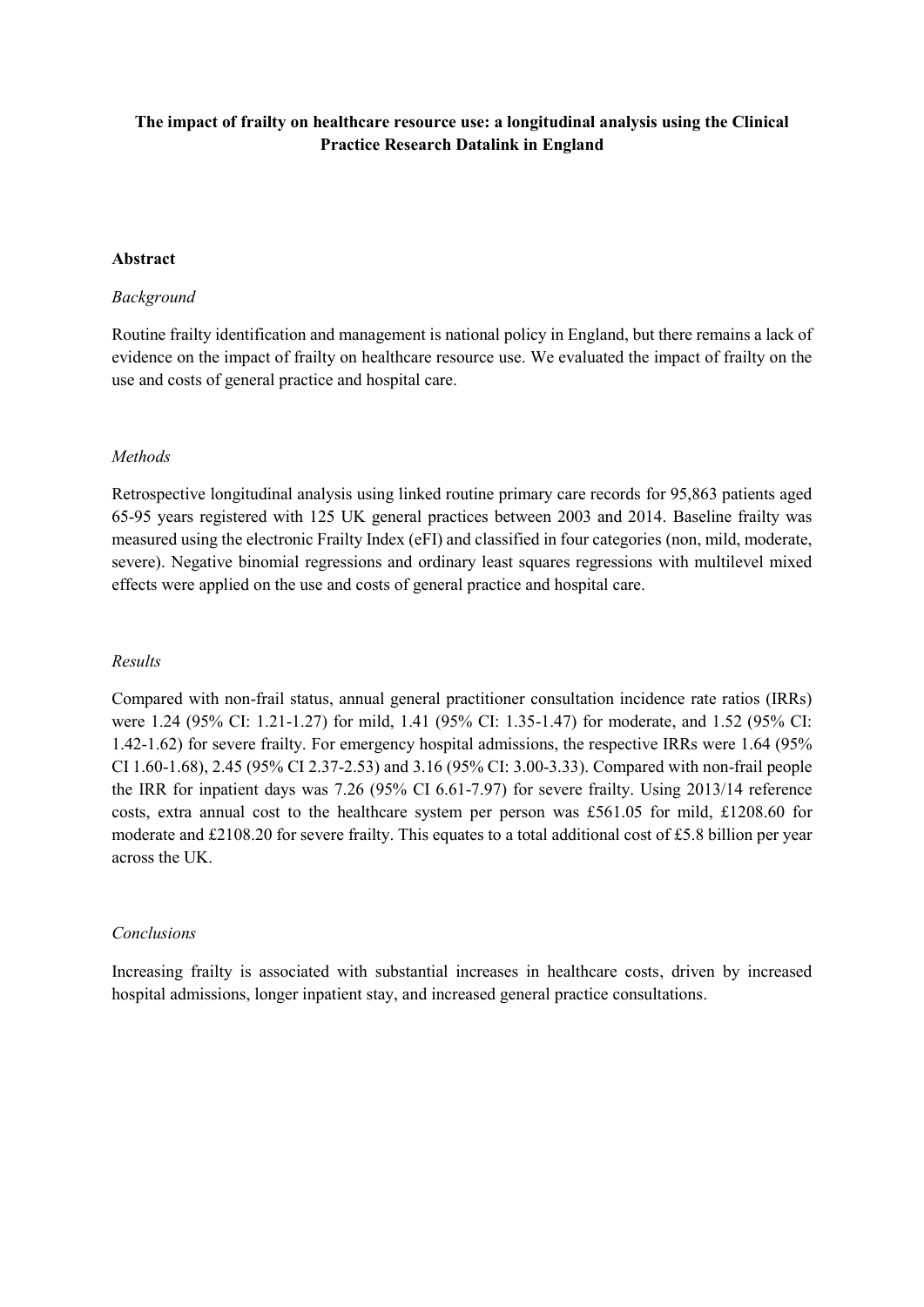# The impact of frailty on healthcare resource use: a longitudinal analysis using the Clinical Practice Research Datalink in England

## Abstract

### *Background*

Routine frailty identification and management is national policy in England, but there remains a lack of evidence on the impact of frailty on healthcare resource use. We evaluated the impact of frailty on the use and costs of general practice and hospital care.

### *Methods*

Retrospective longitudinal analysis using linked routine primary care records for 95,863 patients aged 65-95 years registered with 125 UK general practices between 2003 and 2014. Baseline frailty was measured using the electronic Frailty Index (eFI) and classified in four categories (non, mild, moderate, severe). Negative binomial regressions and ordinary least squares regressions with multilevel mixed effects were applied on the use and costs of general practice and hospital care.

### *Results*

Compared with non-frail status, annual general practitioner consultation incidence rate ratios (IRRs) were 1.24 (95% CI: 1.21-1.27) for mild, 1.41 (95% CI: 1.35-1.47) for moderate, and 1.52 (95% CI: 1.42-1.62) for severe frailty. For emergency hospital admissions, the respective IRRs were 1.64 (95% CI 1.60-1.68), 2.45 (95% CI 2.37-2.53) and 3.16 (95% CI: 3.00-3.33). Compared with non-frail people the IRR for inpatient days was 7.26 (95% CI 6.61-7.97) for severe frailty. Using 2013/14 reference costs, extra annual cost to the healthcare system per person was £561.05 for mild, £1208.60 for moderate and £2108.20 for severe frailty. This equates to a total additional cost of £5.8 billion per year across the UK.

### *Conclusions*

Increasing frailty is associated with substantial increases in healthcare costs, driven by increased hospital admissions, longer inpatient stay, and increased general practice consultations.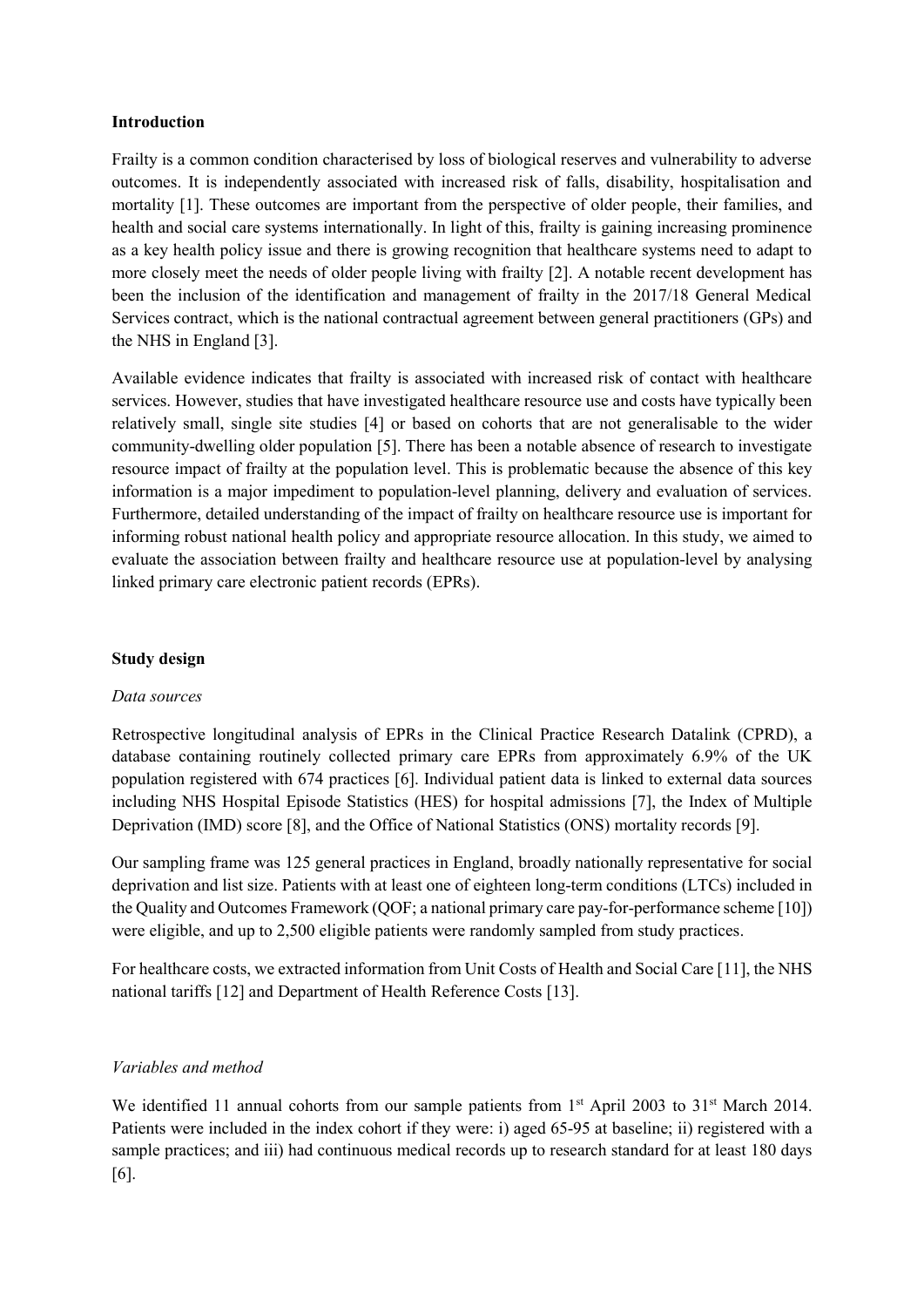## Introduction

Frailty is a common condition characterised by loss of biological reserves and vulnerability to adverse outcomes. It is independently associated with increased risk of falls, disability, hospitalisation and mortality [1]. These outcomes are important from the perspective of older people, their families, and health and social care systems internationally. In light of this, frailty is gaining increasing prominence as a key health policy issue and there is growing recognition that healthcare systems need to adapt to more closely meet the needs of older people living with frailty [2]. A notable recent development has been the inclusion of the identification and management of frailty in the 2017/18 General Medical Services contract, which is the national contractual agreement between general practitioners (GPs) and the NHS in England [3].

Available evidence indicates that frailty is associated with increased risk of contact with healthcare services. However, studies that have investigated healthcare resource use and costs have typically been relatively small, single site studies [4] or based on cohorts that are not generalisable to the wider community-dwelling older population [5]. There has been a notable absence of research to investigate resource impact of frailty at the population level. This is problematic because the absence of this key information is a major impediment to population-level planning, delivery and evaluation of services. Furthermore, detailed understanding of the impact of frailty on healthcare resource use is important for informing robust national health policy and appropriate resource allocation. In this study, we aimed to evaluate the association between frailty and healthcare resource use at population-level by analysing linked primary care electronic patient records (EPRs).

## Study design

### *Data sources*

Retrospective longitudinal analysis of EPRs in the Clinical Practice Research Datalink (CPRD), a database containing routinely collected primary care EPRs from approximately 6.9% of the UK population registered with 674 practices [6]. Individual patient data is linked to external data sources including NHS Hospital Episode Statistics (HES) for hospital admissions [7], the Index of Multiple Deprivation (IMD) score [8], and the Office of National Statistics (ONS) mortality records [9].

Our sampling frame was 125 general practices in England, broadly nationally representative for social deprivation and list size. Patients with at least one of eighteen long-term conditions (LTCs) included in the Quality and Outcomes Framework (QOF; a national primary care pay-for-performance scheme [10]) were eligible, and up to 2,500 eligible patients were randomly sampled from study practices.

For healthcare costs, we extracted information from Unit Costs of Health and Social Care [11], the NHS national tariffs [12] and Department of Health Reference Costs [13].

### *Variables and method*

We identified 11 annual cohorts from our sample patients from 1st April 2003 to 31st March 2014. Patients were included in the index cohort if they were: i) aged 65-95 at baseline; ii) registered with a sample practices; and iii) had continuous medical records up to research standard for at least 180 days [6].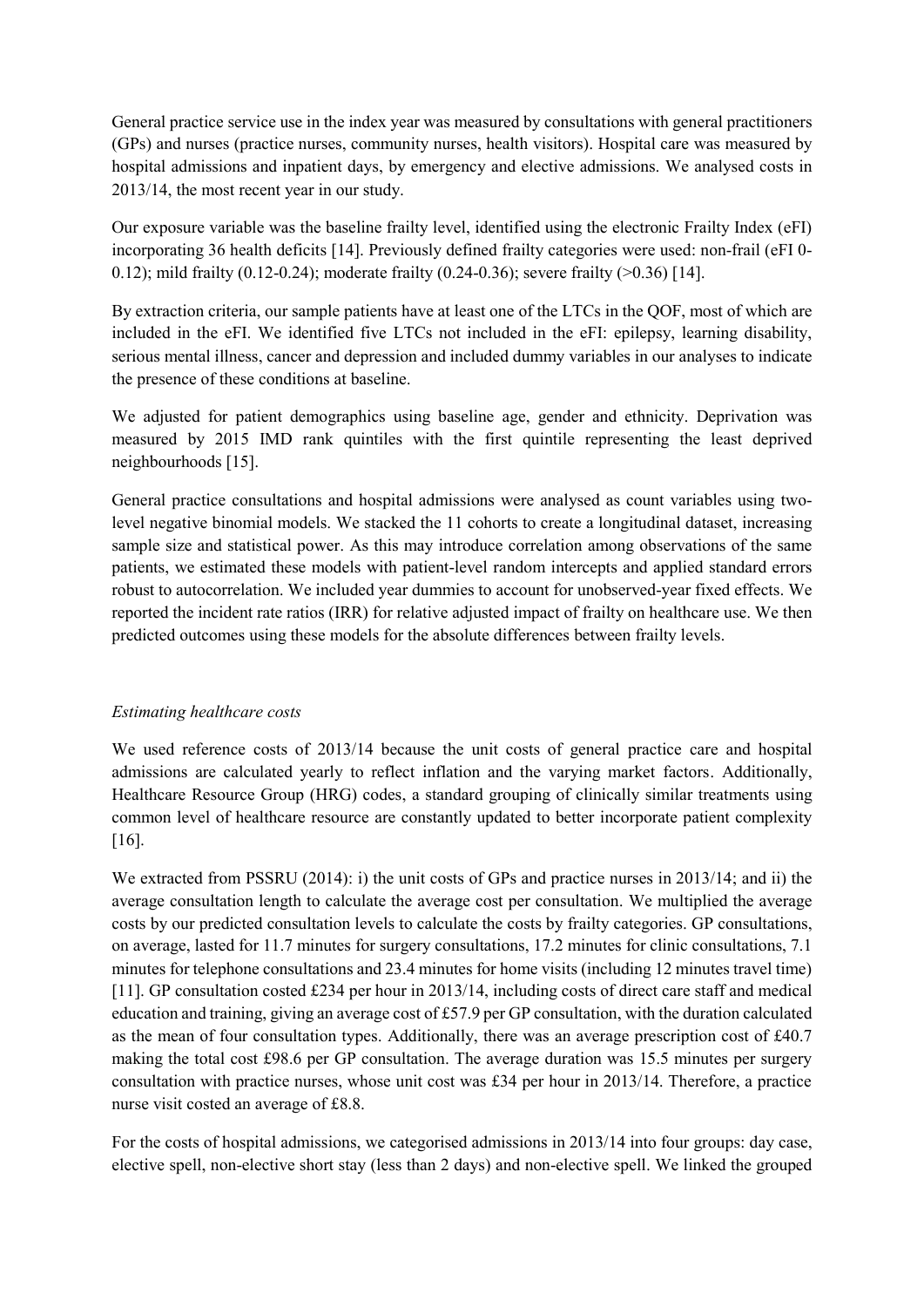General practice service use in the index year was measured by consultations with general practitioners (GPs) and nurses (practice nurses, community nurses, health visitors). Hospital care was measured by hospital admissions and inpatient days, by emergency and elective admissions. We analysed costs in 2013/14, the most recent year in our study.

Our exposure variable was the baseline frailty level, identified using the electronic Frailty Index (eFI) incorporating 36 health deficits [14]. Previously defined frailty categories were used: non-frail (eFI 0-0.12); mild frailty (0.12-0.24); moderate frailty (0.24-0.36); severe frailty (>0.36) [14].

By extraction criteria, our sample patients have at least one of the LTCs in the QOF, most of which are included in the eFI. We identified five LTCs not included in the eFI: epilepsy, learning disability, serious mental illness, cancer and depression and included dummy variables in our analyses to indicate the presence of these conditions at baseline.

We adjusted for patient demographics using baseline age, gender and ethnicity. Deprivation was measured by 2015 IMD rank quintiles with the first quintile representing the least deprived neighbourhoods [15].

General practice consultations and hospital admissions were analysed as count variables using two-level negative binomial models. We stacked the 11 cohorts to create a longitudinal dataset, increasing sample size and statistical power. As this may introduce correlation among observations of the same patients, we estimated these models with patient-level random intercepts and applied standard errors robust to autocorrelation. We included year dummies to account for unobserved-year fixed effects. We reported the incident rate ratios (IRR) for relative adjusted impact of frailty on healthcare use. We then predicted outcomes using these models for the absolute differences between frailty levels.

*Estimating healthcare costs*

We used reference costs of 2013/14 because the unit costs of general practice care and hospital admissions are calculated yearly to reflect inflation and the varying market factors. Additionally, Healthcare Resource Group (HRG) codes, a standard grouping of clinically similar treatments using common level of healthcare resource are constantly updated to better incorporate patient complexity [16].

We extracted from PSSRU (2014): i) the unit costs of GPs and practice nurses in 2013/14; and ii) the average consultation length to calculate the average cost per consultation. We multiplied the average costs by our predicted consultation levels to calculate the costs by frailty categories. GP consultations, on average, lasted for 11.7 minutes for surgery consultations, 17.2 minutes for clinic consultations, 7.1 minutes for telephone consultations and 23.4 minutes for home visits (including 12 minutes travel time) [11]. GP consultation costed £234 per hour in 2013/14, including costs of direct care staff and medical education and training, giving an average cost of £57.9 per GP consultation, with the duration calculated as the mean of four consultation types. Additionally, there was an average prescription cost of £40.7 making the total cost £98.6 per GP consultation. The average duration was 15.5 minutes per surgery consultation with practice nurses, whose unit cost was £34 per hour in 2013/14. Therefore, a practice nurse visit costed an average of £8.8.

For the costs of hospital admissions, we categorised admissions in 2013/14 into four groups: day case, elective spell, non-elective short stay (less than 2 days) and non-elective spell. We linked the grouped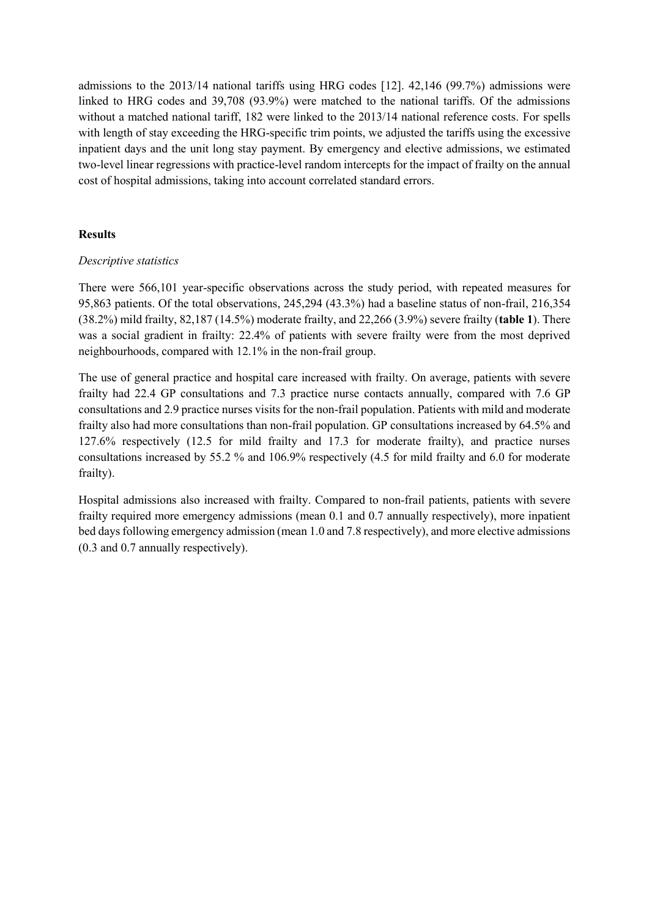admissions to the 2013/14 national tariffs using HRG codes [12]. 42,146 (99.7%) admissions were linked to HRG codes and 39,708 (93.9%) were matched to the national tariffs. Of the admissions without a matched national tariff, 182 were linked to the 2013/14 national reference costs. For spells with length of stay exceeding the HRG-specific trim points, we adjusted the tariffs using the excessive inpatient days and the unit long stay payment. By emergency and elective admissions, we estimated two-level linear regressions with practice-level random intercepts for the impact of frailty on the annual cost of hospital admissions, taking into account correlated standard errors.

## Results

*Descriptive statistics*

There were 566,101 year-specific observations across the study period, with repeated measures for 95,863 patients. Of the total observations, 245,294 (43.3%) had a baseline status of non-frail, 216,354 (38.2%) mild frailty, 82,187 (14.5%) moderate frailty, and 22,266 (3.9%) severe frailty (**table 1**). There was a social gradient in frailty: 22.4% of patients with severe frailty were from the most deprived neighbourhoods, compared with 12.1% in the non-frail group.

The use of general practice and hospital care increased with frailty. On average, patients with severe frailty had 22.4 GP consultations and 7.3 practice nurse contacts annually, compared with 7.6 GP consultations and 2.9 practice nurses visits for the non-frail population. Patients with mild and moderate frailty also had more consultations than non-frail population. GP consultations increased by 64.5% and 127.6% respectively (12.5 for mild frailty and 17.3 for moderate frailty), and practice nurses consultations increased by 55.2 % and 106.9% respectively (4.5 for mild frailty and 6.0 for moderate frailty).

Hospital admissions also increased with frailty. Compared to non-frail patients, patients with severe frailty required more emergency admissions (mean 0.1 and 0.7 annually respectively), more inpatient bed days following emergency admission (mean 1.0 and 7.8 respectively), and more elective admissions (0.3 and 0.7 annually respectively).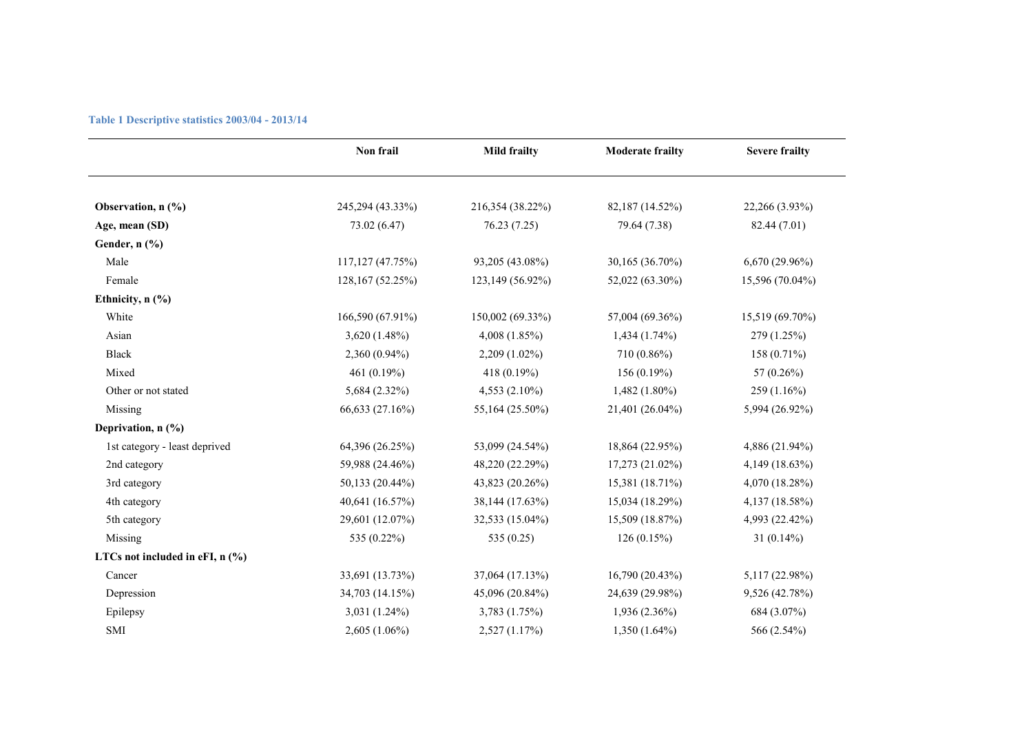**Table 1 Descriptive statistics 2003/04 - 2013/14**

| | Non frail | Mild frailty | Moderate frailty | Severe frailty |
|---|---|---|---|---|
| **Observation, n (%)** | 245,294 (43.33%) | 216,354 (38.22%) | 82,187 (14.52%) | 22,266 (3.93%) |
| **Age, mean (SD)** | 73.02 (6.47) | 76.23 (7.25) | 79.64 (7.38) | 82.44 (7.01) |
| **Gender, n (%)** | | | | |
| Male | 117,127 (47.75%) | 93,205 (43.08%) | 30,165 (36.70%) | 6,670 (29.96%) |
| Female | 128,167 (52.25%) | 123,149 (56.92%) | 52,022 (63.30%) | 15,596 (70.04%) |
| **Ethnicity, n (%)** | | | | |
| White | 166,590 (67.91%) | 150,002 (69.33%) | 57,004 (69.36%) | 15,519 (69.70%) |
| Asian | 3,620 (1.48%) | 4,008 (1.85%) | 1,434 (1.74%) | 279 (1.25%) |
| Black | 2,360 (0.94%) | 2,209 (1.02%) | 710 (0.86%) | 158 (0.71%) |
| Mixed | 461 (0.19%) | 418 (0.19%) | 156 (0.19%) | 57 (0.26%) |
| Other or not stated | 5,684 (2.32%) | 4,553 (2.10%) | 1,482 (1.80%) | 259 (1.16%) |
| Missing | 66,633 (27.16%) | 55,164 (25.50%) | 21,401 (26.04%) | 5,994 (26.92%) |
| **Deprivation, n (%)** | | | | |
| 1st category - least deprived | 64,396 (26.25%) | 53,099 (24.54%) | 18,864 (22.95%) | 4,886 (21.94%) |
| 2nd category | 59,988 (24.46%) | 48,220 (22.29%) | 17,273 (21.02%) | 4,149 (18.63%) |
| 3rd category | 50,133 (20.44%) | 43,823 (20.26%) | 15,381 (18.71%) | 4,070 (18.28%) |
| 4th category | 40,641 (16.57%) | 38,144 (17.63%) | 15,034 (18.29%) | 4,137 (18.58%) |
| 5th category | 29,601 (12.07%) | 32,533 (15.04%) | 15,509 (18.87%) | 4,993 (22.42%) |
| Missing | 535 (0.22%) | 535 (0.25) | 126 (0.15%) | 31 (0.14%) |
| **LTCs not included in eFI, n (%)** | | | | |
| Cancer | 33,691 (13.73%) | 37,064 (17.13%) | 16,790 (20.43%) | 5,117 (22.98%) |
| Depression | 34,703 (14.15%) | 45,096 (20.84%) | 24,639 (29.98%) | 9,526 (42.78%) |
| Epilepsy | 3,031 (1.24%) | 3,783 (1.75%) | 1,936 (2.36%) | 684 (3.07%) |
| SMI | 2,605 (1.06%) | 2,527 (1.17%) | 1,350 (1.64%) | 566 (2.54%) |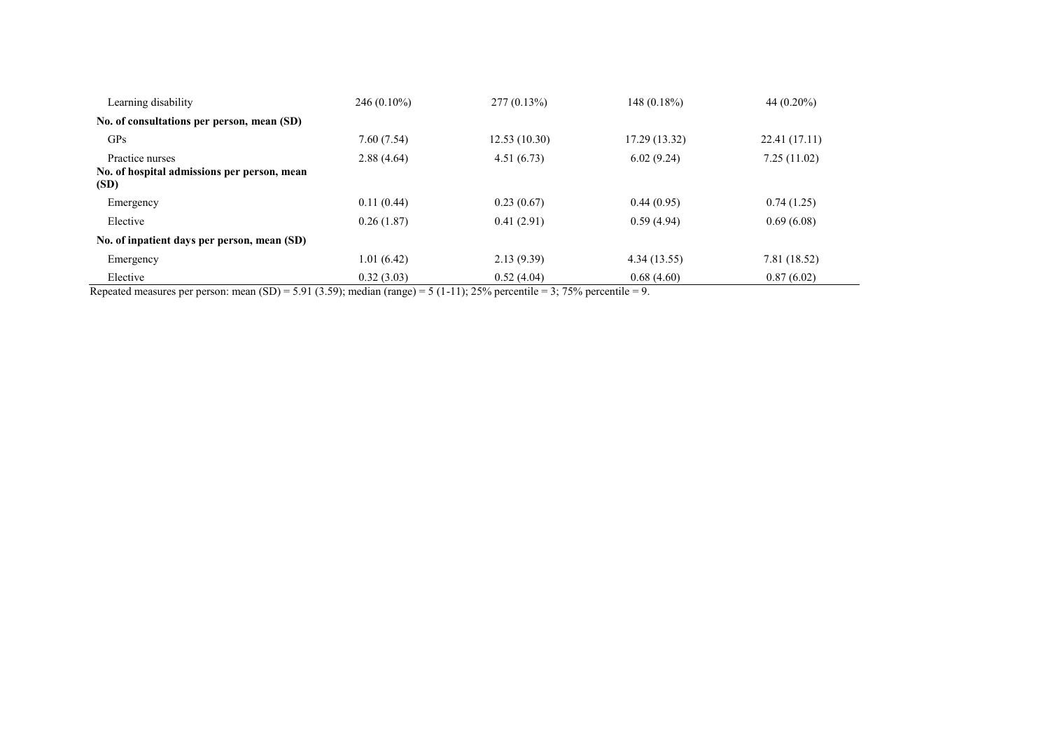| | | | | |
|---|---|---|---|---|
| Learning disability | 246 (0.10%) | 277 (0.13%) | 148 (0.18%) | 44 (0.20%) |
| **No. of consultations per person, mean (SD)** | | | | |
| GPs | 7.60 (7.54) | 12.53 (10.30) | 17.29 (13.32) | 22.41 (17.11) |
| Practice nurses | 2.88 (4.64) | 4.51 (6.73) | 6.02 (9.24) | 7.25 (11.02) |
| **No. of hospital admissions per person, mean (SD)** | | | | |
| Emergency | 0.11 (0.44) | 0.23 (0.67) | 0.44 (0.95) | 0.74 (1.25) |
| Elective | 0.26 (1.87) | 0.41 (2.91) | 0.59 (4.94) | 0.69 (6.08) |
| **No. of inpatient days per person, mean (SD)** | | | | |
| Emergency | 1.01 (6.42) | 2.13 (9.39) | 4.34 (13.55) | 7.81 (18.52) |
| Elective | 0.32 (3.03) | 0.52 (4.04) | 0.68 (4.60) | 0.87 (6.02) |

Repeated measures per person: mean (SD) = 5.91 (3.59); median (range) = 5 (1-11); 25% percentile = 3; 75% percentile = 9.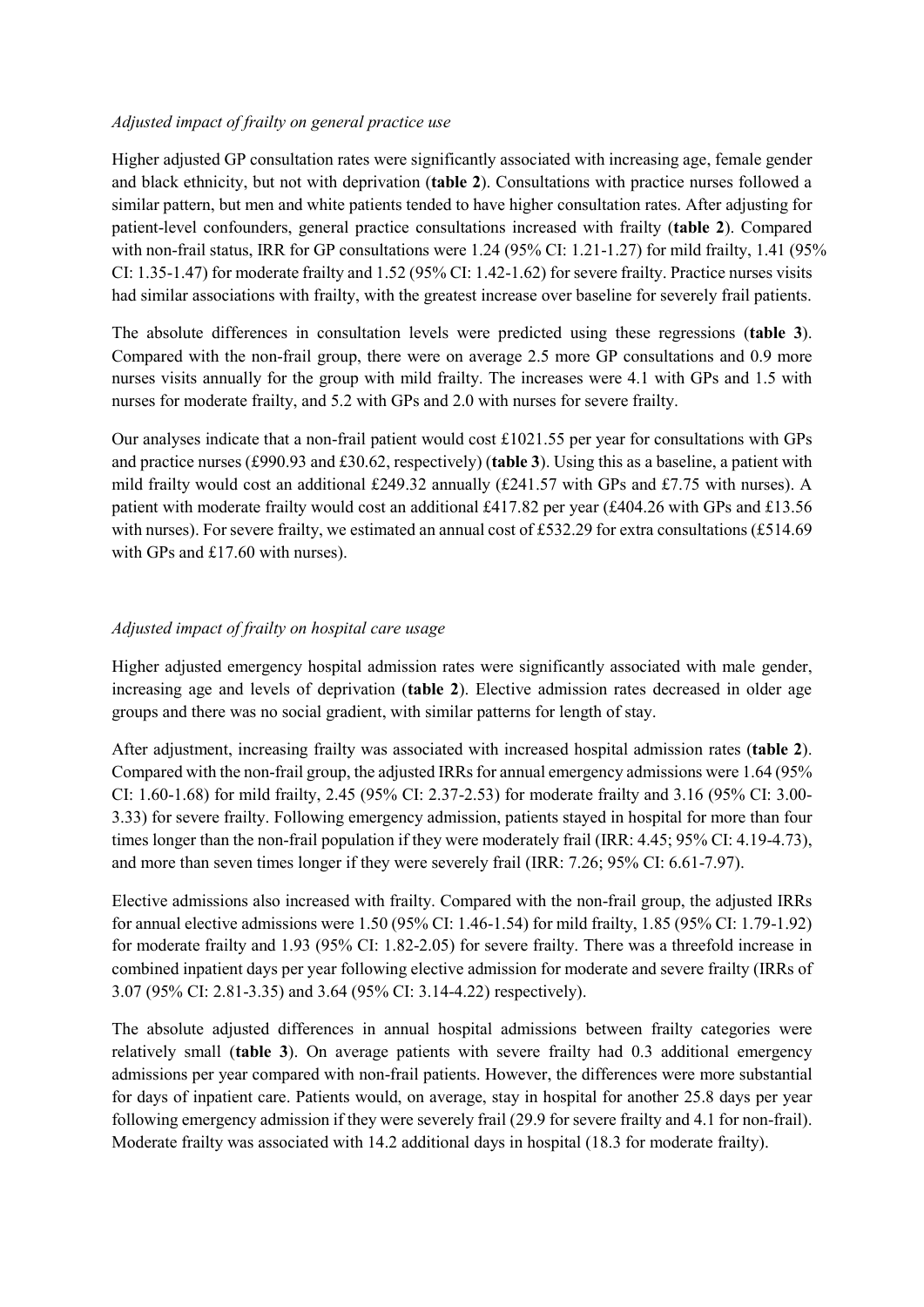*Adjusted impact of frailty on general practice use*

Higher adjusted GP consultation rates were significantly associated with increasing age, female gender and black ethnicity, but not with deprivation (**table 2**). Consultations with practice nurses followed a similar pattern, but men and white patients tended to have higher consultation rates. After adjusting for patient-level confounders, general practice consultations increased with frailty (**table 2**). Compared with non-frail status, IRR for GP consultations were 1.24 (95% CI: 1.21-1.27) for mild frailty, 1.41 (95% CI: 1.35-1.47) for moderate frailty and 1.52 (95% CI: 1.42-1.62) for severe frailty. Practice nurses visits had similar associations with frailty, with the greatest increase over baseline for severely frail patients.

The absolute differences in consultation levels were predicted using these regressions (**table 3**). Compared with the non-frail group, there were on average 2.5 more GP consultations and 0.9 more nurses visits annually for the group with mild frailty. The increases were 4.1 with GPs and 1.5 with nurses for moderate frailty, and 5.2 with GPs and 2.0 with nurses for severe frailty.

Our analyses indicate that a non-frail patient would cost £1021.55 per year for consultations with GPs and practice nurses (£990.93 and £30.62, respectively) (**table 3**). Using this as a baseline, a patient with mild frailty would cost an additional £249.32 annually (£241.57 with GPs and £7.75 with nurses). A patient with moderate frailty would cost an additional £417.82 per year (£404.26 with GPs and £13.56 with nurses). For severe frailty, we estimated an annual cost of £532.29 for extra consultations (£514.69 with GPs and £17.60 with nurses).

*Adjusted impact of frailty on hospital care usage*

Higher adjusted emergency hospital admission rates were significantly associated with male gender, increasing age and levels of deprivation (**table 2**). Elective admission rates decreased in older age groups and there was no social gradient, with similar patterns for length of stay.

After adjustment, increasing frailty was associated with increased hospital admission rates (**table 2**). Compared with the non-frail group, the adjusted IRRs for annual emergency admissions were 1.64 (95% CI: 1.60-1.68) for mild frailty, 2.45 (95% CI: 2.37-2.53) for moderate frailty and 3.16 (95% CI: 3.00-3.33) for severe frailty. Following emergency admission, patients stayed in hospital for more than four times longer than the non-frail population if they were moderately frail (IRR: 4.45; 95% CI: 4.19-4.73), and more than seven times longer if they were severely frail (IRR: 7.26; 95% CI: 6.61-7.97).

Elective admissions also increased with frailty. Compared with the non-frail group, the adjusted IRRs for annual elective admissions were 1.50 (95% CI: 1.46-1.54) for mild frailty, 1.85 (95% CI: 1.79-1.92) for moderate frailty and 1.93 (95% CI: 1.82-2.05) for severe frailty. There was a threefold increase in combined inpatient days per year following elective admission for moderate and severe frailty (IRRs of 3.07 (95% CI: 2.81-3.35) and 3.64 (95% CI: 3.14-4.22) respectively).

The absolute adjusted differences in annual hospital admissions between frailty categories were relatively small (**table 3**). On average patients with severe frailty had 0.3 additional emergency admissions per year compared with non-frail patients. However, the differences were more substantial for days of inpatient care. Patients would, on average, stay in hospital for another 25.8 days per year following emergency admission if they were severely frail (29.9 for severe frailty and 4.1 for non-frail). Moderate frailty was associated with 14.2 additional days in hospital (18.3 for moderate frailty).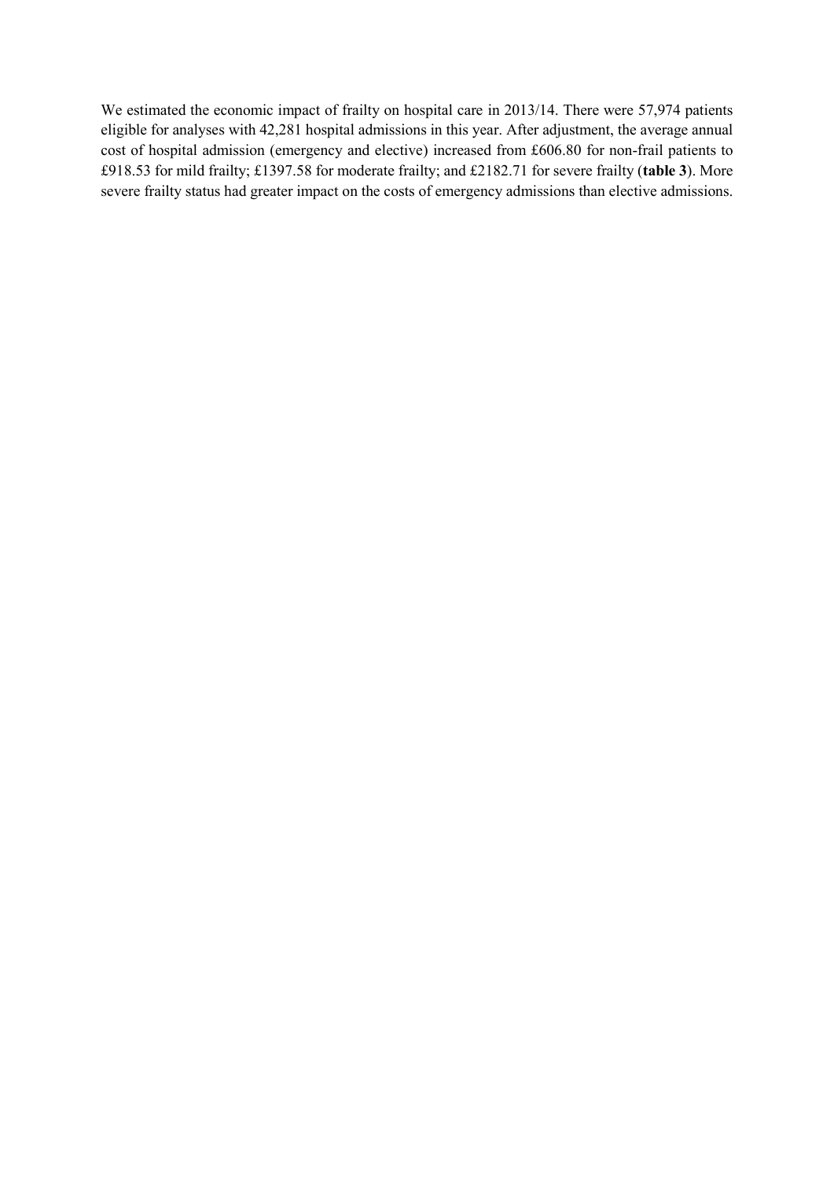We estimated the economic impact of frailty on hospital care in 2013/14. There were 57,974 patients eligible for analyses with 42,281 hospital admissions in this year. After adjustment, the average annual cost of hospital admission (emergency and elective) increased from £606.80 for non-frail patients to £918.53 for mild frailty; £1397.58 for moderate frailty; and £2182.71 for severe frailty (**table 3**). More severe frailty status had greater impact on the costs of emergency admissions than elective admissions.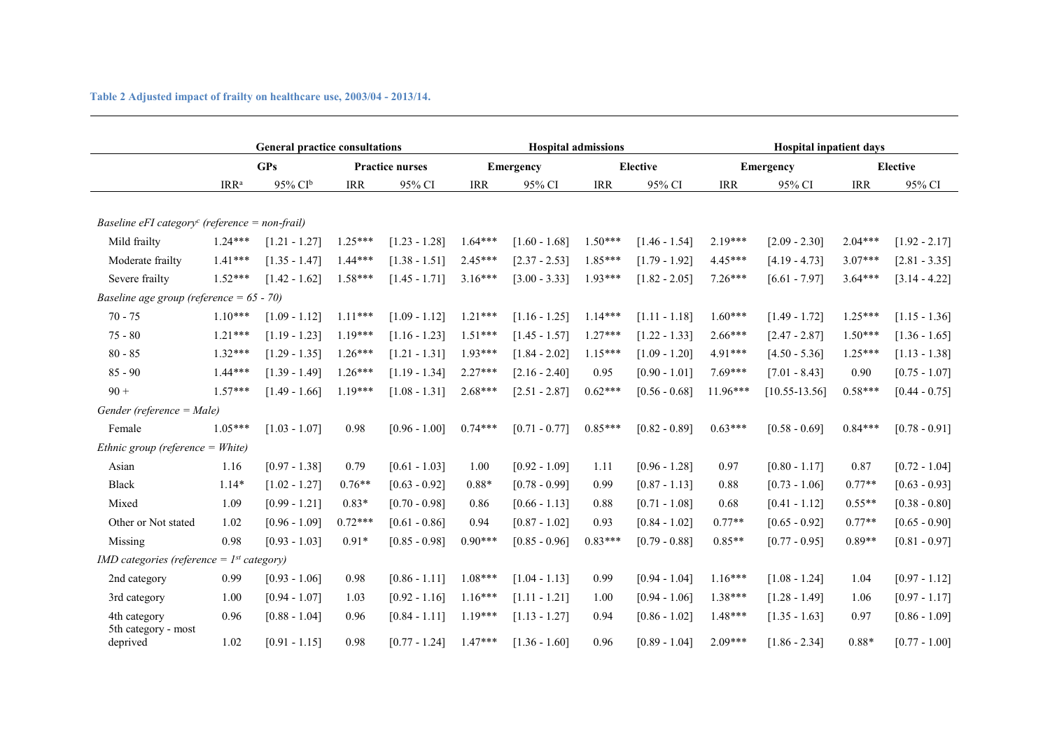**Table 2 Adjusted impact of frailty on healthcare use, 2003/04 - 2013/14.**

| | General practice consultations | | | | Hospital admissions | | | | Hospital inpatient days | | | |
|---|---|---|---|---|---|---|---|---|---|---|---|---|
| | GPs | | Practice nurses | | Emergency | | Elective | | Emergency | | Elective | |
| | IRR[a] | 95% CI[b] | IRR | 95% CI | IRR | 95% CI | IRR | 95% CI | IRR | 95% CI | IRR | 95% CI |
| *Baseline eFI category[c] (reference = non-frail)* | | | | | | | | | | | | |
| Mild frailty | 1.24*** | [1.21 - 1.27] | 1.25*** | [1.23 - 1.28] | 1.64*** | [1.60 - 1.68] | 1.50*** | [1.46 - 1.54] | 2.19*** | [2.09 - 2.30] | 2.04*** | [1.92 - 2.17] |
| Moderate frailty | 1.41*** | [1.35 - 1.47] | 1.44*** | [1.38 - 1.51] | 2.45*** | [2.37 - 2.53] | 1.85*** | [1.79 - 1.92] | 4.45*** | [4.19 - 4.73] | 3.07*** | [2.81 - 3.35] |
| Severe frailty | 1.52*** | [1.42 - 1.62] | 1.58*** | [1.45 - 1.71] | 3.16*** | [3.00 - 3.33] | 1.93*** | [1.82 - 2.05] | 7.26*** | [6.61 - 7.97] | 3.64*** | [3.14 - 4.22] |
| *Baseline age group (reference = 65 - 70)* | | | | | | | | | | | | |
| 70 - 75 | 1.10*** | [1.09 - 1.12] | 1.11*** | [1.09 - 1.12] | 1.21*** | [1.16 - 1.25] | 1.14*** | [1.11 - 1.18] | 1.60*** | [1.49 - 1.72] | 1.25*** | [1.15 - 1.36] |
| 75 - 80 | 1.21*** | [1.19 - 1.23] | 1.19*** | [1.16 - 1.23] | 1.51*** | [1.45 - 1.57] | 1.27*** | [1.22 - 1.33] | 2.66*** | [2.47 - 2.87] | 1.50*** | [1.36 - 1.65] |
| 80 - 85 | 1.32*** | [1.29 - 1.35] | 1.26*** | [1.21 - 1.31] | 1.93*** | [1.84 - 2.02] | 1.15*** | [1.09 - 1.20] | 4.91*** | [4.50 - 5.36] | 1.25*** | [1.13 - 1.38] |
| 85 - 90 | 1.44*** | [1.39 - 1.49] | 1.26*** | [1.19 - 1.34] | 2.27*** | [2.16 - 2.40] | 0.95 | [0.90 - 1.01] | 7.69*** | [7.01 - 8.43] | 0.90 | [0.75 - 1.07] |
| 90 + | 1.57*** | [1.49 - 1.66] | 1.19*** | [1.08 - 1.31] | 2.68*** | [2.51 - 2.87] | 0.62*** | [0.56 - 0.68] | 11.96*** | [10.55-13.56] | 0.58*** | [0.44 - 0.75] |
| *Gender (reference = Male)* | | | | | | | | | | | | |
| Female | 1.05*** | [1.03 - 1.07] | 0.98 | [0.96 - 1.00] | 0.74*** | [0.71 - 0.77] | 0.85*** | [0.82 - 0.89] | 0.63*** | [0.58 - 0.69] | 0.84*** | [0.78 - 0.91] |
| *Ethnic group (reference = White)* | | | | | | | | | | | | |
| Asian | 1.16 | [0.97 - 1.38] | 0.79 | [0.61 - 1.03] | 1.00 | [0.92 - 1.09] | 1.11 | [0.96 - 1.28] | 0.97 | [0.80 - 1.17] | 0.87 | [0.72 - 1.04] |
| Black | 1.14* | [1.02 - 1.27] | 0.76** | [0.63 - 0.92] | 0.88* | [0.78 - 0.99] | 0.99 | [0.87 - 1.13] | 0.88 | [0.73 - 1.06] | 0.77** | [0.63 - 0.93] |
| Mixed | 1.09 | [0.99 - 1.21] | 0.83* | [0.70 - 0.98] | 0.86 | [0.66 - 1.13] | 0.88 | [0.71 - 1.08] | 0.68 | [0.41 - 1.12] | 0.55** | [0.38 - 0.80] |
| Other or Not stated | 1.02 | [0.96 - 1.09] | 0.72*** | [0.61 - 0.86] | 0.94 | [0.87 - 1.02] | 0.93 | [0.84 - 1.02] | 0.77** | [0.65 - 0.92] | 0.77** | [0.65 - 0.90] |
| Missing | 0.98 | [0.93 - 1.03] | 0.91* | [0.85 - 0.98] | 0.90*** | [0.85 - 0.96] | 0.83*** | [0.79 - 0.88] | 0.85** | [0.77 - 0.95] | 0.89** | [0.81 - 0.97] |
| *IMD categories (reference = 1st category)* | | | | | | | | | | | | |
| 2nd category | 0.99 | [0.93 - 1.06] | 0.98 | [0.86 - 1.11] | 1.08*** | [1.04 - 1.13] | 0.99 | [0.94 - 1.04] | 1.16*** | [1.08 - 1.24] | 1.04 | [0.97 - 1.12] |
| 3rd category | 1.00 | [0.94 - 1.07] | 1.03 | [0.92 - 1.16] | 1.16*** | [1.11 - 1.21] | 1.00 | [0.94 - 1.06] | 1.38*** | [1.28 - 1.49] | 1.06 | [0.97 - 1.17] |
| 4th category | 0.96 | [0.88 - 1.04] | 0.96 | [0.84 - 1.11] | 1.19*** | [1.13 - 1.27] | 0.94 | [0.86 - 1.02] | 1.48*** | [1.35 - 1.63] | 0.97 | [0.86 - 1.09] |
| 5th category - most deprived | 1.02 | [0.91 - 1.15] | 0.98 | [0.77 - 1.24] | 1.47*** | [1.36 - 1.60] | 0.96 | [0.89 - 1.04] | 2.09*** | [1.86 - 2.34] | 0.88* | [0.77 - 1.00] |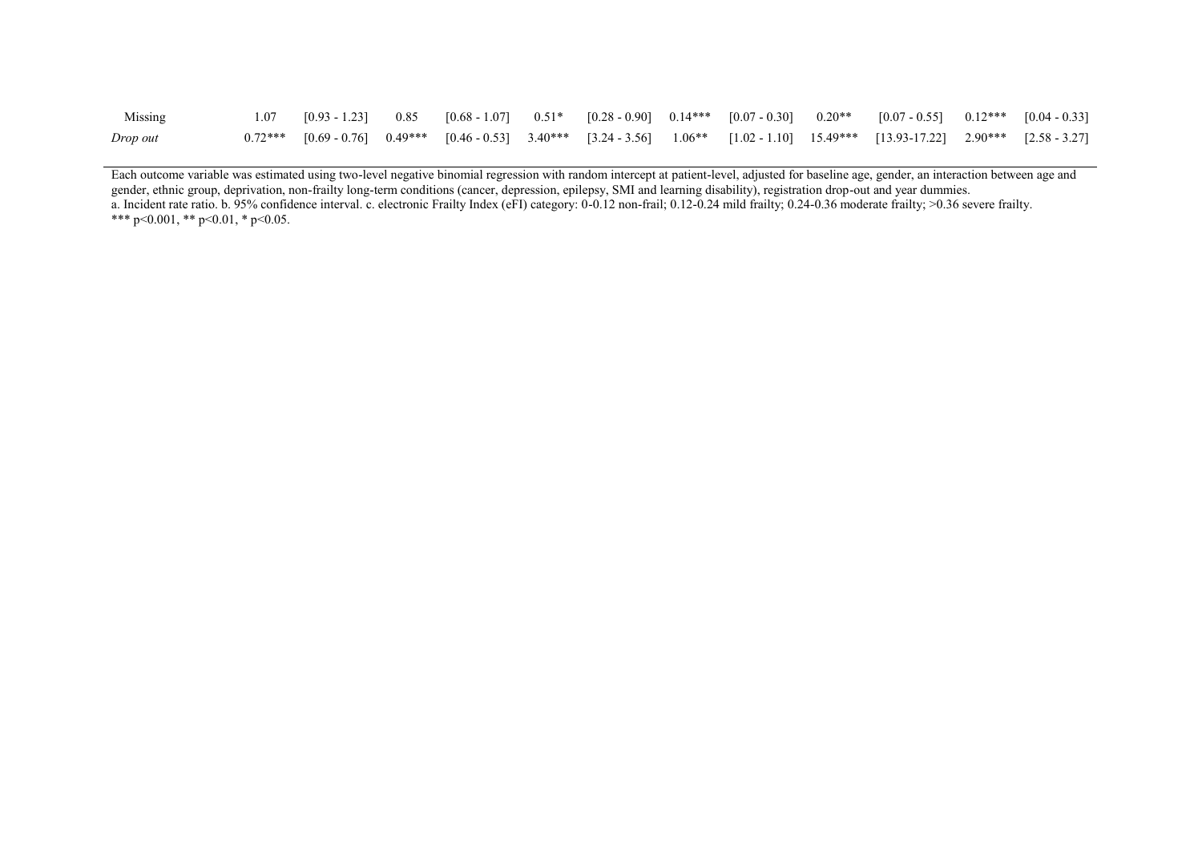| | | | | | | | | | | | | |
|---|---|---|---|---|---|---|---|---|---|---|---|---|
| Missing | 1.07 | [0.93 - 1.23] | 0.85 | [0.68 - 1.07] | 0.51* | [0.28 - 0.90] | 0.14*** | [0.07 - 0.30] | 0.20** | [0.07 - 0.55] | 0.12*** | [0.04 - 0.33] |
| *Drop out* | 0.72*** | [0.69 - 0.76] | 0.49*** | [0.46 - 0.53] | 3.40*** | [3.24 - 3.56] | 1.06** | [1.02 - 1.10] | 15.49*** | [13.93-17.22] | 2.90*** | [2.58 - 3.27] |

Each outcome variable was estimated using two-level negative binomial regression with random intercept at patient-level, adjusted for baseline age, gender, an interaction between age and gender, ethnic group, deprivation, non-frailty long-term conditions (cancer, depression, epilepsy, SMI and learning disability), registration drop-out and year dummies.
a. Incident rate ratio. b. 95% confidence interval. c. electronic Frailty Index (eFI) category: 0-0.12 non-frail; 0.12-0.24 mild frailty; 0.24-0.36 moderate frailty; >0.36 severe frailty.
*** $p<0.001$, ** $p<0.01$, * $p<0.05$.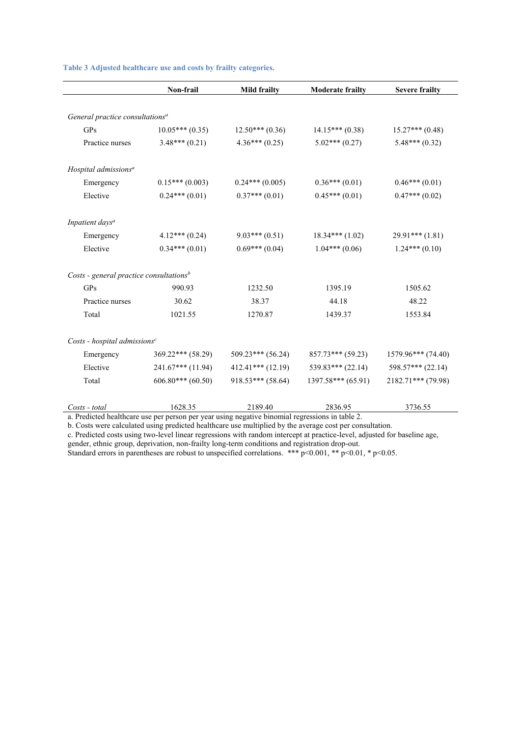**Table 3 Adjusted healthcare use and costs by frailty categories.**

| | Non-frail | Mild frailty | Moderate frailty | Severe frailty |
|---|---|---|---|---|
| *General practice consultations*[a] | | | | |
| GPs | 10.05*** (0.35) | 12.50*** (0.36) | 14.15*** (0.38) | 15.27*** (0.48) |
| Practice nurses | 3.48*** (0.21) | 4.36*** (0.25) | 5.02*** (0.27) | 5.48*** (0.32) |
| *Hospital admissions*[a] | | | | |
| Emergency | 0.15*** (0.003) | 0.24*** (0.005) | 0.36*** (0.01) | 0.46*** (0.01) |
| Elective | 0.24*** (0.01) | 0.37*** (0.01) | 0.45*** (0.01) | 0.47*** (0.02) |
| *Inpatient days*[a] | | | | |
| Emergency | 4.12*** (0.24) | 9.03*** (0.51) | 18.34*** (1.02) | 29.91*** (1.81) |
| Elective | 0.34*** (0.01) | 0.69*** (0.04) | 1.04*** (0.06) | 1.24*** (0.10) |
| *Costs - general practice consultations*[b] | | | | |
| GPs | 990.93 | 1232.50 | 1395.19 | 1505.62 |
| Practice nurses | 30.62 | 38.37 | 44.18 | 48.22 |
| Total | 1021.55 | 1270.87 | 1439.37 | 1553.84 |
| *Costs - hospital admissions*[c] | | | | |
| Emergency | 369.22*** (58.29) | 509.23*** (56.24) | 857.73*** (59.23) | 1579.96*** (74.40) |
| Elective | 241.67*** (11.94) | 412.41*** (12.19) | 539.83*** (22.14) | 598.57*** (22.14) |
| Total | 606.80*** (60.50) | 918.53*** (58.64) | 1397.58*** (65.91) | 2182.71*** (79.98) |
| *Costs - total* | 1628.35 | 2189.40 | 2836.95 | 3736.55 |

a. Predicted healthcare use per person per year using negative binomial regressions in table 2.
b. Costs were calculated using predicted healthcare use multiplied by the average cost per consultation.
c. Predicted costs using two-level linear regressions with random intercept at practice-level, adjusted for baseline age, gender, ethnic group, deprivation, non-frailty long-term conditions and registration drop-out.
Standard errors in parentheses are robust to unspecified correlations. *** $p<0.001$, ** $p<0.01$, * $p<0.05$.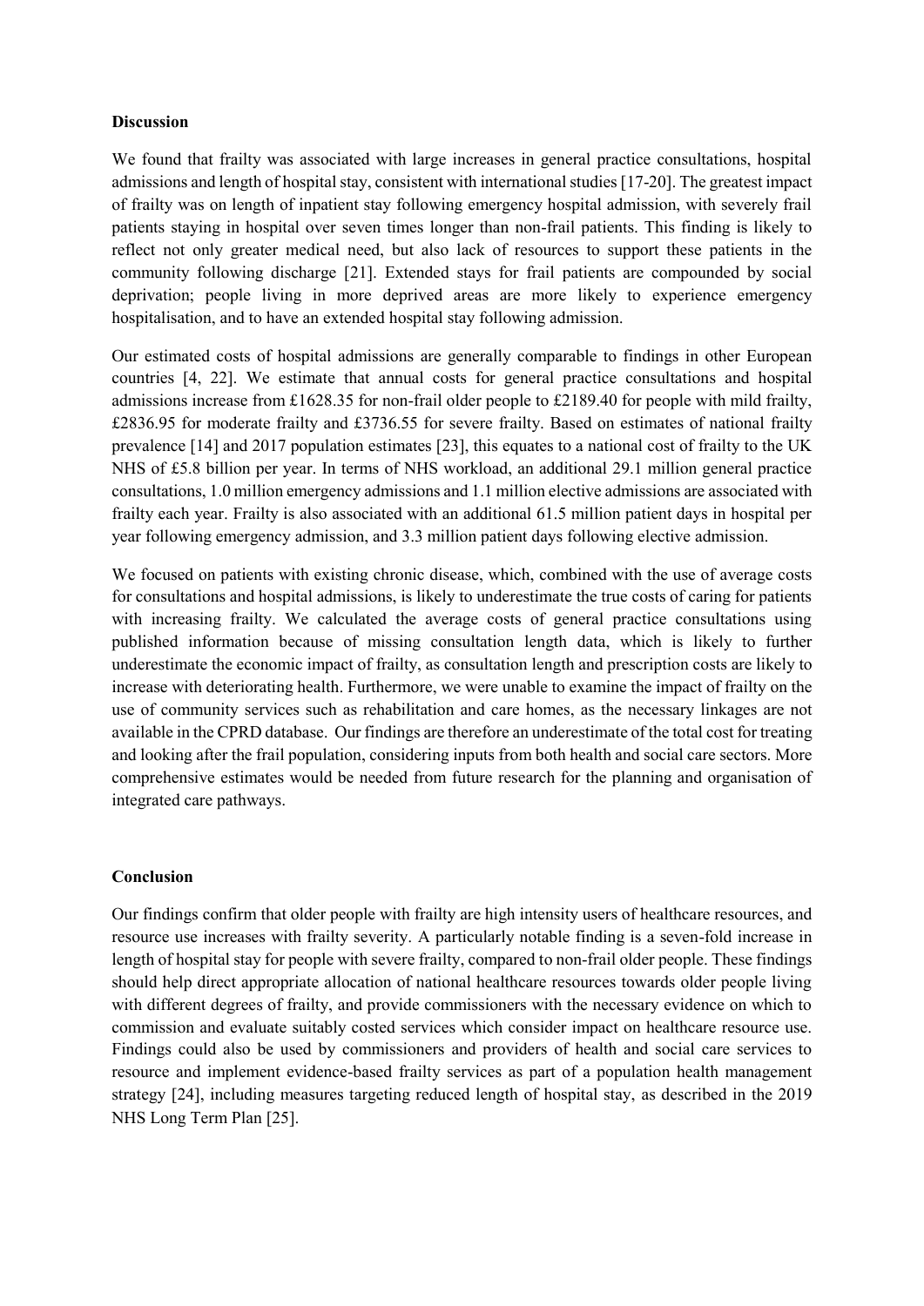## Discussion

We found that frailty was associated with large increases in general practice consultations, hospital admissions and length of hospital stay, consistent with international studies [17-20]. The greatest impact of frailty was on length of inpatient stay following emergency hospital admission, with severely frail patients staying in hospital over seven times longer than non-frail patients. This finding is likely to reflect not only greater medical need, but also lack of resources to support these patients in the community following discharge [21]. Extended stays for frail patients are compounded by social deprivation; people living in more deprived areas are more likely to experience emergency hospitalisation, and to have an extended hospital stay following admission.

Our estimated costs of hospital admissions are generally comparable to findings in other European countries [4, 22]. We estimate that annual costs for general practice consultations and hospital admissions increase from £1628.35 for non-frail older people to £2189.40 for people with mild frailty, £2836.95 for moderate frailty and £3736.55 for severe frailty. Based on estimates of national frailty prevalence [14] and 2017 population estimates [23], this equates to a national cost of frailty to the UK NHS of £5.8 billion per year. In terms of NHS workload, an additional 29.1 million general practice consultations, 1.0 million emergency admissions and 1.1 million elective admissions are associated with frailty each year. Frailty is also associated with an additional 61.5 million patient days in hospital per year following emergency admission, and 3.3 million patient days following elective admission.

We focused on patients with existing chronic disease, which, combined with the use of average costs for consultations and hospital admissions, is likely to underestimate the true costs of caring for patients with increasing frailty. We calculated the average costs of general practice consultations using published information because of missing consultation length data, which is likely to further underestimate the economic impact of frailty, as consultation length and prescription costs are likely to increase with deteriorating health. Furthermore, we were unable to examine the impact of frailty on the use of community services such as rehabilitation and care homes, as the necessary linkages are not available in the CPRD database. Our findings are therefore an underestimate of the total cost for treating and looking after the frail population, considering inputs from both health and social care sectors. More comprehensive estimates would be needed from future research for the planning and organisation of integrated care pathways.

## Conclusion

Our findings confirm that older people with frailty are high intensity users of healthcare resources, and resource use increases with frailty severity. A particularly notable finding is a seven-fold increase in length of hospital stay for people with severe frailty, compared to non-frail older people. These findings should help direct appropriate allocation of national healthcare resources towards older people living with different degrees of frailty, and provide commissioners with the necessary evidence on which to commission and evaluate suitably costed services which consider impact on healthcare resource use. Findings could also be used by commissioners and providers of health and social care services to resource and implement evidence-based frailty services as part of a population health management strategy [24], including measures targeting reduced length of hospital stay, as described in the 2019 NHS Long Term Plan [25].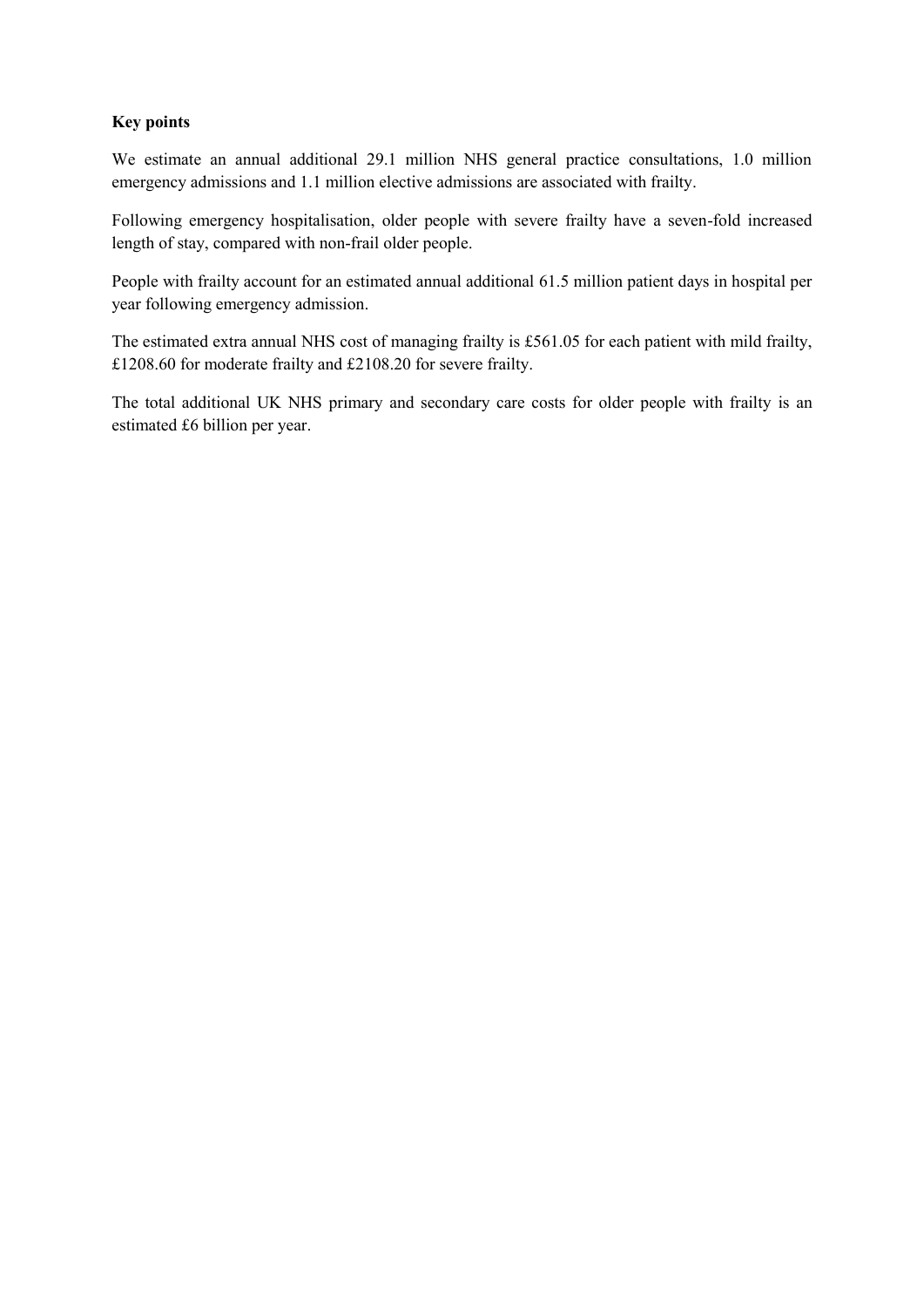**Key points**

We estimate an annual additional 29.1 million NHS general practice consultations, 1.0 million emergency admissions and 1.1 million elective admissions are associated with frailty.

Following emergency hospitalisation, older people with severe frailty have a seven-fold increased length of stay, compared with non-frail older people.

People with frailty account for an estimated annual additional 61.5 million patient days in hospital per year following emergency admission.

The estimated extra annual NHS cost of managing frailty is £561.05 for each patient with mild frailty, £1208.60 for moderate frailty and £2108.20 for severe frailty.

The total additional UK NHS primary and secondary care costs for older people with frailty is an estimated £6 billion per year.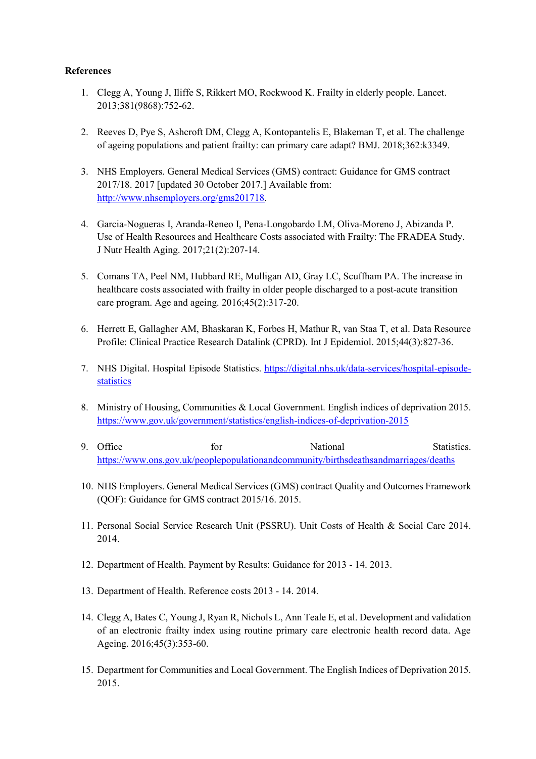**References**

1. Clegg A, Young J, Iliffe S, Rikkert MO, Rockwood K. Frailty in elderly people. Lancet. 2013;381(9868):752-62.

2. Reeves D, Pye S, Ashcroft DM, Clegg A, Kontopantelis E, Blakeman T, et al. The challenge of ageing populations and patient frailty: can primary care adapt? BMJ. 2018;362:k3349.

3. NHS Employers. General Medical Services (GMS) contract: Guidance for GMS contract 2017/18. 2017 [updated 30 October 2017.] Available from: http://www.nhsemployers.org/gms201718.

4. Garcia-Nogueras I, Aranda-Reneo I, Pena-Longobardo LM, Oliva-Moreno J, Abizanda P. Use of Health Resources and Healthcare Costs associated with Frailty: The FRADEA Study. J Nutr Health Aging. 2017;21(2):207-14.

5. Comans TA, Peel NM, Hubbard RE, Mulligan AD, Gray LC, Scuffham PA. The increase in healthcare costs associated with frailty in older people discharged to a post-acute transition care program. Age and ageing. 2016;45(2):317-20.

6. Herrett E, Gallagher AM, Bhaskaran K, Forbes H, Mathur R, van Staa T, et al. Data Resource Profile: Clinical Practice Research Datalink (CPRD). Int J Epidemiol. 2015;44(3):827-36.

7. NHS Digital. Hospital Episode Statistics. https://digital.nhs.uk/data-services/hospital-episode-statistics

8. Ministry of Housing, Communities & Local Government. English indices of deprivation 2015. https://www.gov.uk/government/statistics/english-indices-of-deprivation-2015

9. Office for National Statistics. https://www.ons.gov.uk/peoplepopulationandcommunity/birthsdeathsandmarriages/deaths

10. NHS Employers. General Medical Services (GMS) contract Quality and Outcomes Framework (QOF): Guidance for GMS contract 2015/16. 2015.

11. Personal Social Service Research Unit (PSSRU). Unit Costs of Health & Social Care 2014. 2014.

12. Department of Health. Payment by Results: Guidance for 2013 - 14. 2013.

13. Department of Health. Reference costs 2013 - 14. 2014.

14. Clegg A, Bates C, Young J, Ryan R, Nichols L, Ann Teale E, et al. Development and validation of an electronic frailty index using routine primary care electronic health record data. Age Ageing. 2016;45(3):353-60.

15. Department for Communities and Local Government. The English Indices of Deprivation 2015. 2015.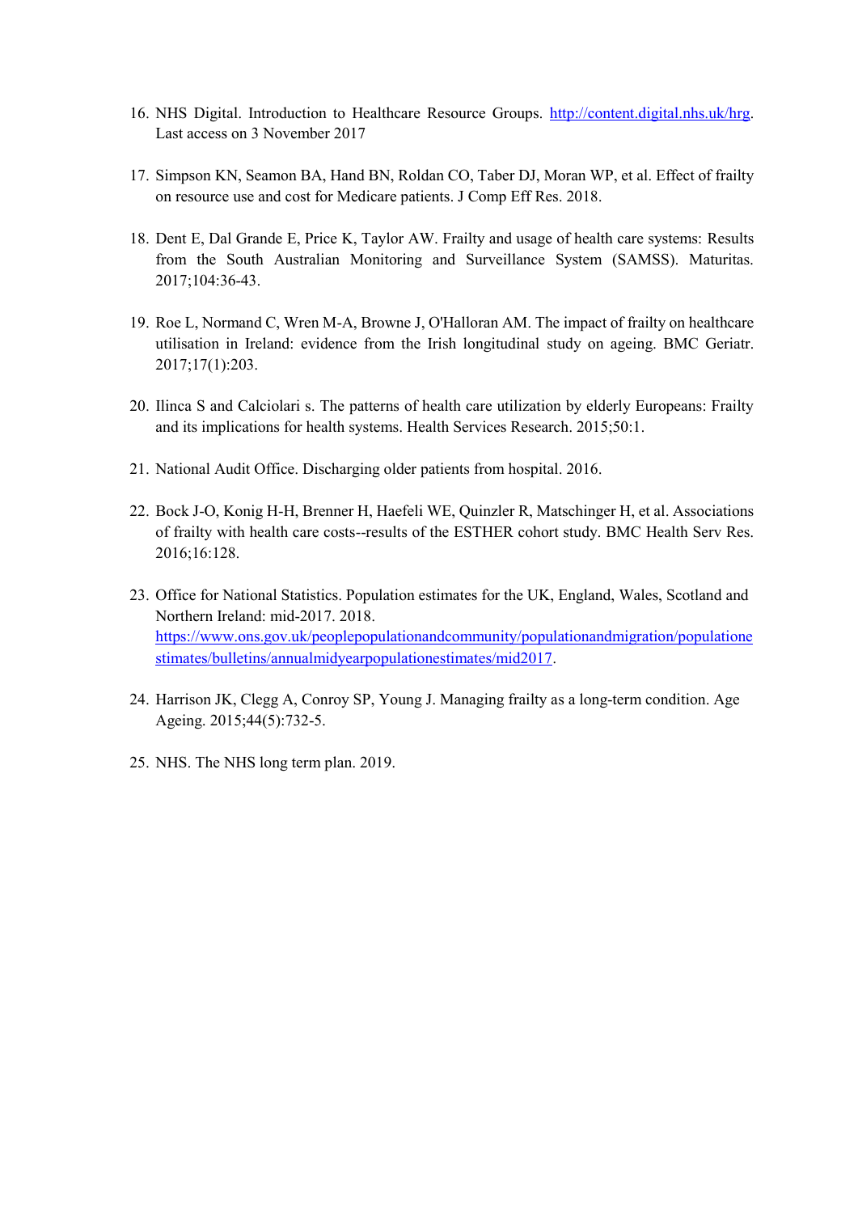16. NHS Digital. Introduction to Healthcare Resource Groups. http://content.digital.nhs.uk/hrg. Last access on 3 November 2017

17. Simpson KN, Seamon BA, Hand BN, Roldan CO, Taber DJ, Moran WP, et al. Effect of frailty on resource use and cost for Medicare patients. J Comp Eff Res. 2018.

18. Dent E, Dal Grande E, Price K, Taylor AW. Frailty and usage of health care systems: Results from the South Australian Monitoring and Surveillance System (SAMSS). Maturitas. 2017;104:36-43.

19. Roe L, Normand C, Wren M-A, Browne J, O'Halloran AM. The impact of frailty on healthcare utilisation in Ireland: evidence from the Irish longitudinal study on ageing. BMC Geriatr. 2017;17(1):203.

20. Ilinca S and Calciolari s. The patterns of health care utilization by elderly Europeans: Frailty and its implications for health systems. Health Services Research. 2015;50:1.

21. National Audit Office. Discharging older patients from hospital. 2016.

22. Bock J-O, Konig H-H, Brenner H, Haefeli WE, Quinzler R, Matschinger H, et al. Associations of frailty with health care costs--results of the ESTHER cohort study. BMC Health Serv Res. 2016;16:128.

23. Office for National Statistics. Population estimates for the UK, England, Wales, Scotland and Northern Ireland: mid-2017. 2018. https://www.ons.gov.uk/peoplepopulationandcommunity/populationandmigration/populationestimates/bulletins/annualmidyearpopulationestimates/mid2017.

24. Harrison JK, Clegg A, Conroy SP, Young J. Managing frailty as a long-term condition. Age Ageing. 2015;44(5):732-5.

25. NHS. The NHS long term plan. 2019.